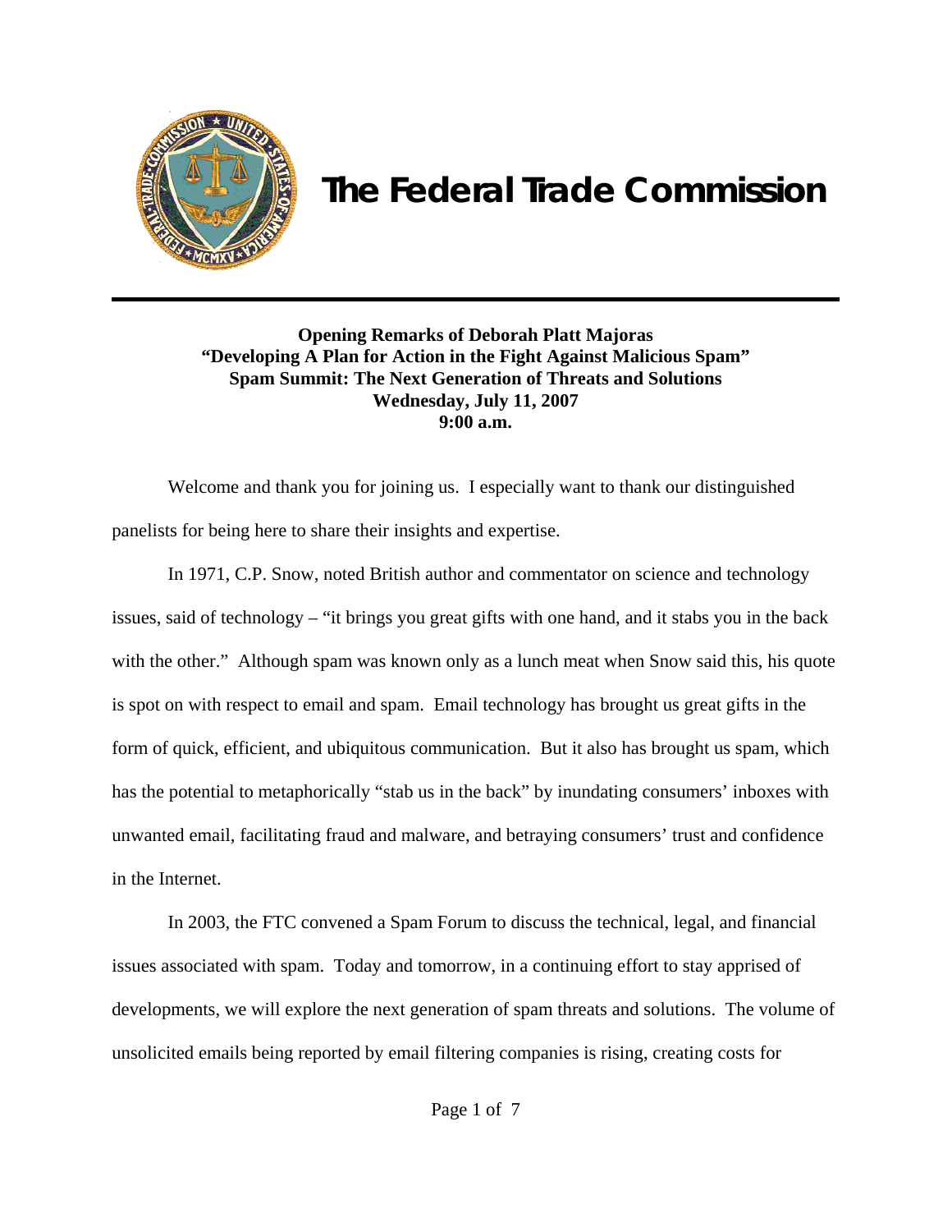# The Federal Trade Commission

**Opening Remarks of Deborah Platt Majoras**
**"Developing A Plan for Action in the Fight Against Malicious Spam"**
**Spam Summit: The Next Generation of Threats and Solutions**
**Wednesday, July 11, 2007**
**9:00 a.m.**

Welcome and thank you for joining us. I especially want to thank our distinguished panelists for being here to share their insights and expertise.

In 1971, C.P. Snow, noted British author and commentator on science and technology issues, said of technology – "it brings you great gifts with one hand, and it stabs you in the back with the other." Although spam was known only as a lunch meat when Snow said this, his quote is spot on with respect to email and spam. Email technology has brought us great gifts in the form of quick, efficient, and ubiquitous communication. But it also has brought us spam, which has the potential to metaphorically "stab us in the back" by inundating consumers' inboxes with unwanted email, facilitating fraud and malware, and betraying consumers' trust and confidence in the Internet.

In 2003, the FTC convened a Spam Forum to discuss the technical, legal, and financial issues associated with spam. Today and tomorrow, in a continuing effort to stay apprised of developments, we will explore the next generation of spam threats and solutions. The volume of unsolicited emails being reported by email filtering companies is rising, creating costs for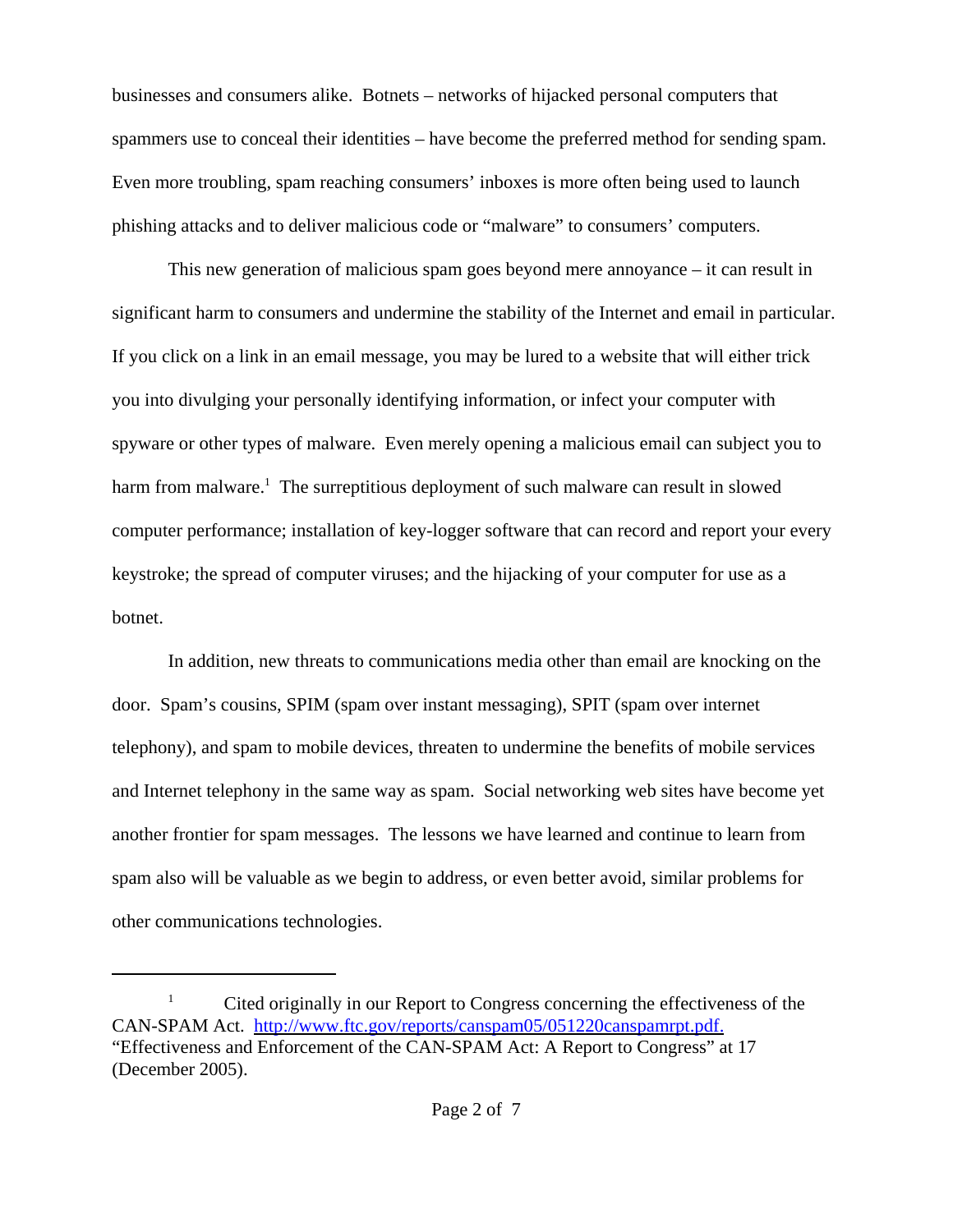businesses and consumers alike. Botnets – networks of hijacked personal computers that spammers use to conceal their identities – have become the preferred method for sending spam. Even more troubling, spam reaching consumers' inboxes is more often being used to launch phishing attacks and to deliver malicious code or "malware" to consumers' computers.

This new generation of malicious spam goes beyond mere annoyance – it can result in significant harm to consumers and undermine the stability of the Internet and email in particular. If you click on a link in an email message, you may be lured to a website that will either trick you into divulging your personally identifying information, or infect your computer with spyware or other types of malware. Even merely opening a malicious email can subject you to harm from malware.[1] The surreptitious deployment of such malware can result in slowed computer performance; installation of key-logger software that can record and report your every keystroke; the spread of computer viruses; and the hijacking of your computer for use as a botnet.

In addition, new threats to communications media other than email are knocking on the door. Spam's cousins, SPIM (spam over instant messaging), SPIT (spam over internet telephony), and spam to mobile devices, threaten to undermine the benefits of mobile services and Internet telephony in the same way as spam. Social networking web sites have become yet another frontier for spam messages. The lessons we have learned and continue to learn from spam also will be valuable as we begin to address, or even better avoid, similar problems for other communications technologies.

---

[1] Cited originally in our Report to Congress concerning the effectiveness of the CAN-SPAM Act. http://www.ftc.gov/reports/canspam05/051220canspamrpt.pdf. "Effectiveness and Enforcement of the CAN-SPAM Act: A Report to Congress" at 17 (December 2005).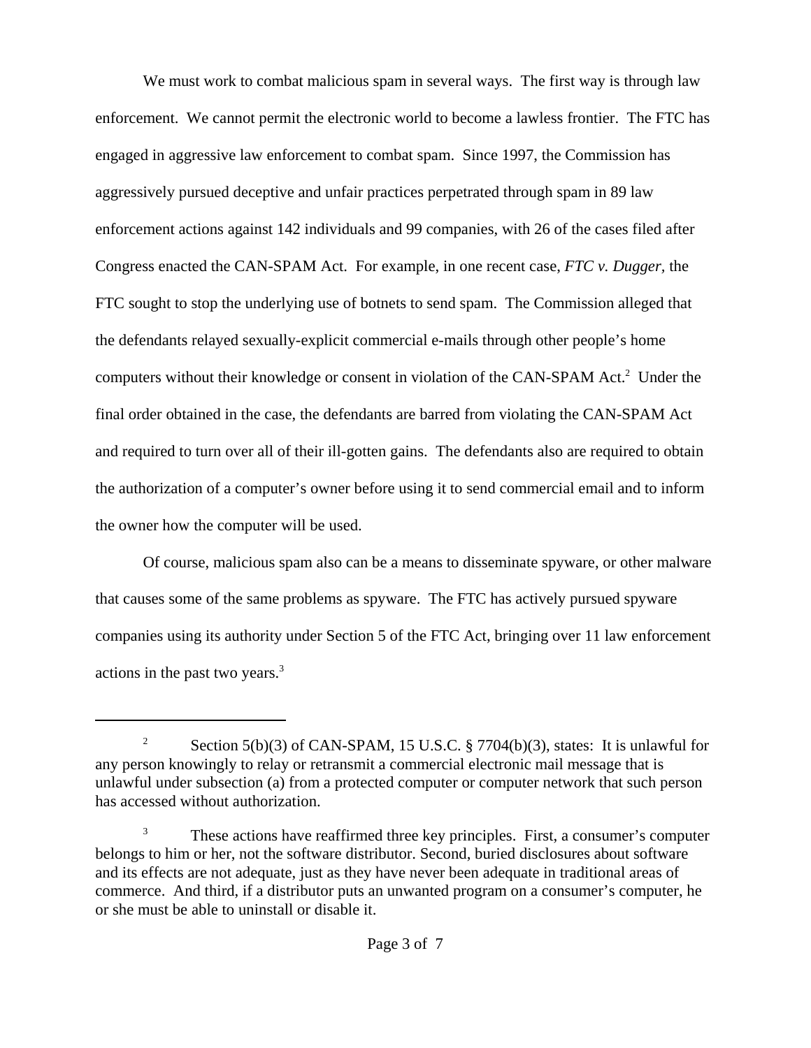We must work to combat malicious spam in several ways. The first way is through law enforcement. We cannot permit the electronic world to become a lawless frontier. The FTC has engaged in aggressive law enforcement to combat spam. Since 1997, the Commission has aggressively pursued deceptive and unfair practices perpetrated through spam in 89 law enforcement actions against 142 individuals and 99 companies, with 26 of the cases filed after Congress enacted the CAN-SPAM Act. For example, in one recent case, *FTC v. Dugger*, the FTC sought to stop the underlying use of botnets to send spam. The Commission alleged that the defendants relayed sexually-explicit commercial e-mails through other people's home computers without their knowledge or consent in violation of the CAN-SPAM Act.[2] Under the final order obtained in the case, the defendants are barred from violating the CAN-SPAM Act and required to turn over all of their ill-gotten gains. The defendants also are required to obtain the authorization of a computer's owner before using it to send commercial email and to inform the owner how the computer will be used.

Of course, malicious spam also can be a means to disseminate spyware, or other malware that causes some of the same problems as spyware. The FTC has actively pursued spyware companies using its authority under Section 5 of the FTC Act, bringing over 11 law enforcement actions in the past two years.[3]

---

[2] Section 5(b)(3) of CAN-SPAM, 15 U.S.C. § 7704(b)(3), states: It is unlawful for any person knowingly to relay or retransmit a commercial electronic mail message that is unlawful under subsection (a) from a protected computer or computer network that such person has accessed without authorization.

[3] These actions have reaffirmed three key principles. First, a consumer's computer belongs to him or her, not the software distributor. Second, buried disclosures about software and its effects are not adequate, just as they have never been adequate in traditional areas of commerce. And third, if a distributor puts an unwanted program on a consumer's computer, he or she must be able to uninstall or disable it.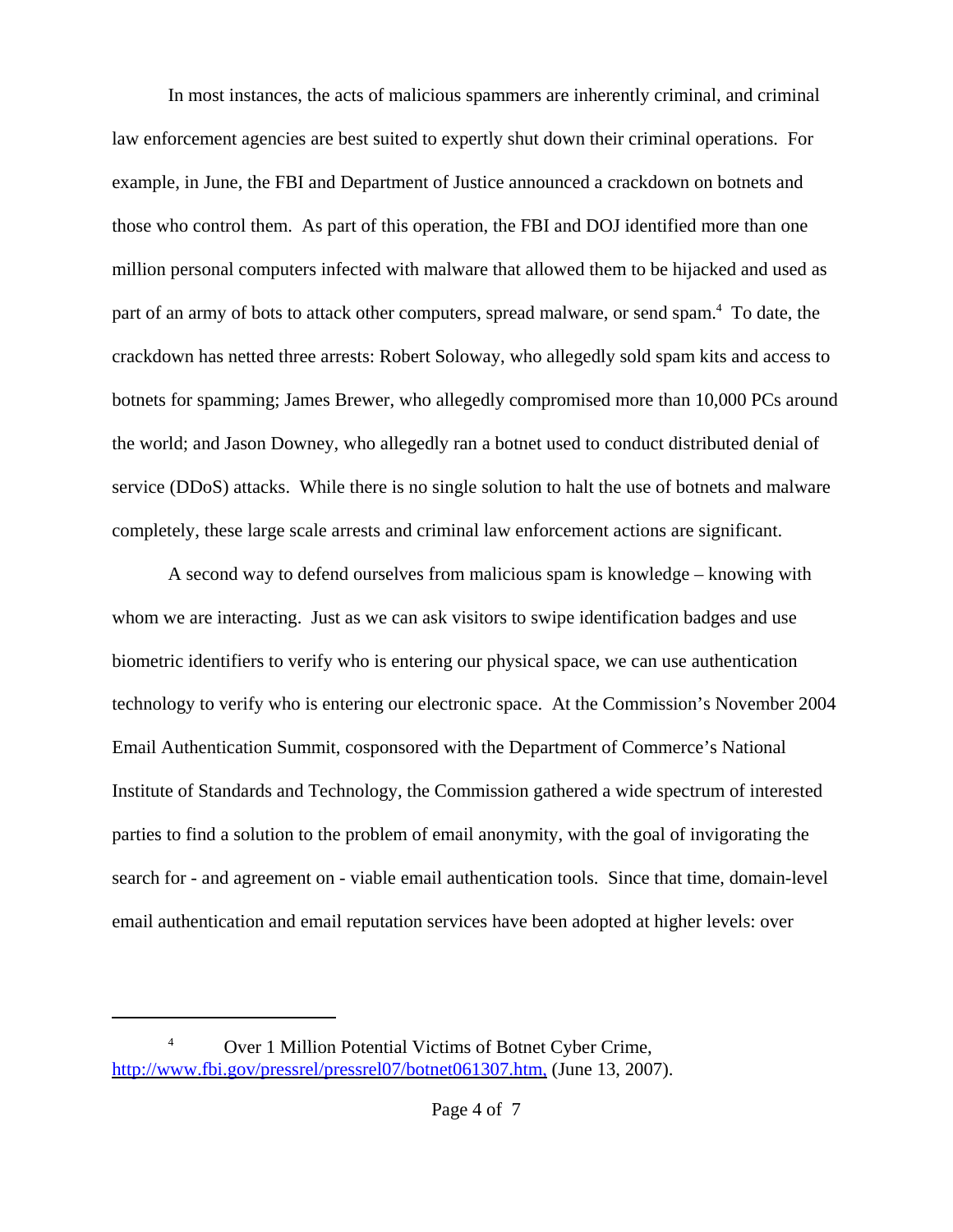In most instances, the acts of malicious spammers are inherently criminal, and criminal law enforcement agencies are best suited to expertly shut down their criminal operations. For example, in June, the FBI and Department of Justice announced a crackdown on botnets and those who control them. As part of this operation, the FBI and DOJ identified more than one million personal computers infected with malware that allowed them to be hijacked and used as part of an army of bots to attack other computers, spread malware, or send spam.[4] To date, the crackdown has netted three arrests: Robert Soloway, who allegedly sold spam kits and access to botnets for spamming; James Brewer, who allegedly compromised more than 10,000 PCs around the world; and Jason Downey, who allegedly ran a botnet used to conduct distributed denial of service (DDoS) attacks. While there is no single solution to halt the use of botnets and malware completely, these large scale arrests and criminal law enforcement actions are significant.

A second way to defend ourselves from malicious spam is knowledge – knowing with whom we are interacting. Just as we can ask visitors to swipe identification badges and use biometric identifiers to verify who is entering our physical space, we can use authentication technology to verify who is entering our electronic space. At the Commission's November 2004 Email Authentication Summit, cosponsored with the Department of Commerce's National Institute of Standards and Technology, the Commission gathered a wide spectrum of interested parties to find a solution to the problem of email anonymity, with the goal of invigorating the search for - and agreement on - viable email authentication tools. Since that time, domain-level email authentication and email reputation services have been adopted at higher levels: over

---

[4] Over 1 Million Potential Victims of Botnet Cyber Crime, http://www.fbi.gov/pressrel/pressrel07/botnet061307.htm, (June 13, 2007).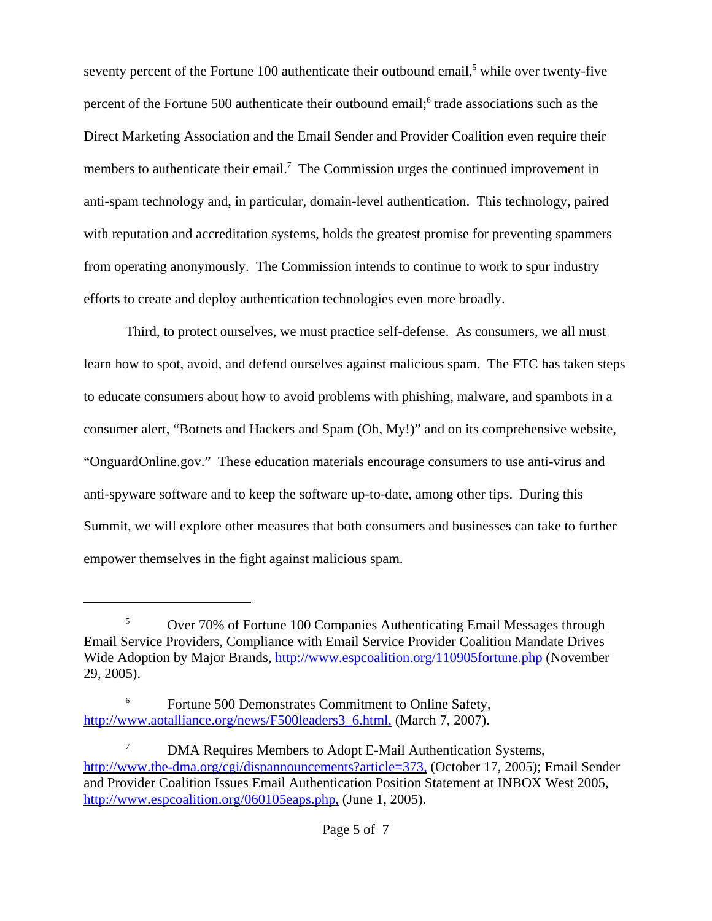seventy percent of the Fortune 100 authenticate their outbound email,[5] while over twenty-five percent of the Fortune 500 authenticate their outbound email;[6] trade associations such as the Direct Marketing Association and the Email Sender and Provider Coalition even require their members to authenticate their email.[7] The Commission urges the continued improvement in anti-spam technology and, in particular, domain-level authentication. This technology, paired with reputation and accreditation systems, holds the greatest promise for preventing spammers from operating anonymously. The Commission intends to continue to work to spur industry efforts to create and deploy authentication technologies even more broadly.

Third, to protect ourselves, we must practice self-defense. As consumers, we all must learn how to spot, avoid, and defend ourselves against malicious spam. The FTC has taken steps to educate consumers about how to avoid problems with phishing, malware, and spambots in a consumer alert, "Botnets and Hackers and Spam (Oh, My!)" and on its comprehensive website, "OnguardOnline.gov." These education materials encourage consumers to use anti-virus and anti-spyware software and to keep the software up-to-date, among other tips. During this Summit, we will explore other measures that both consumers and businesses can take to further empower themselves in the fight against malicious spam.

---

[5] Over 70% of Fortune 100 Companies Authenticating Email Messages through Email Service Providers, Compliance with Email Service Provider Coalition Mandate Drives Wide Adoption by Major Brands, http://www.espcoalition.org/110905fortune.php (November 29, 2005).

[6] Fortune 500 Demonstrates Commitment to Online Safety, http://www.aotalliance.org/news/F500leaders3_6.html, (March 7, 2007).

[7] DMA Requires Members to Adopt E-Mail Authentication Systems, http://www.the-dma.org/cgi/dispannouncements?article=373, (October 17, 2005); Email Sender and Provider Coalition Issues Email Authentication Position Statement at INBOX West 2005, http://www.espcoalition.org/060105eaps.php, (June 1, 2005).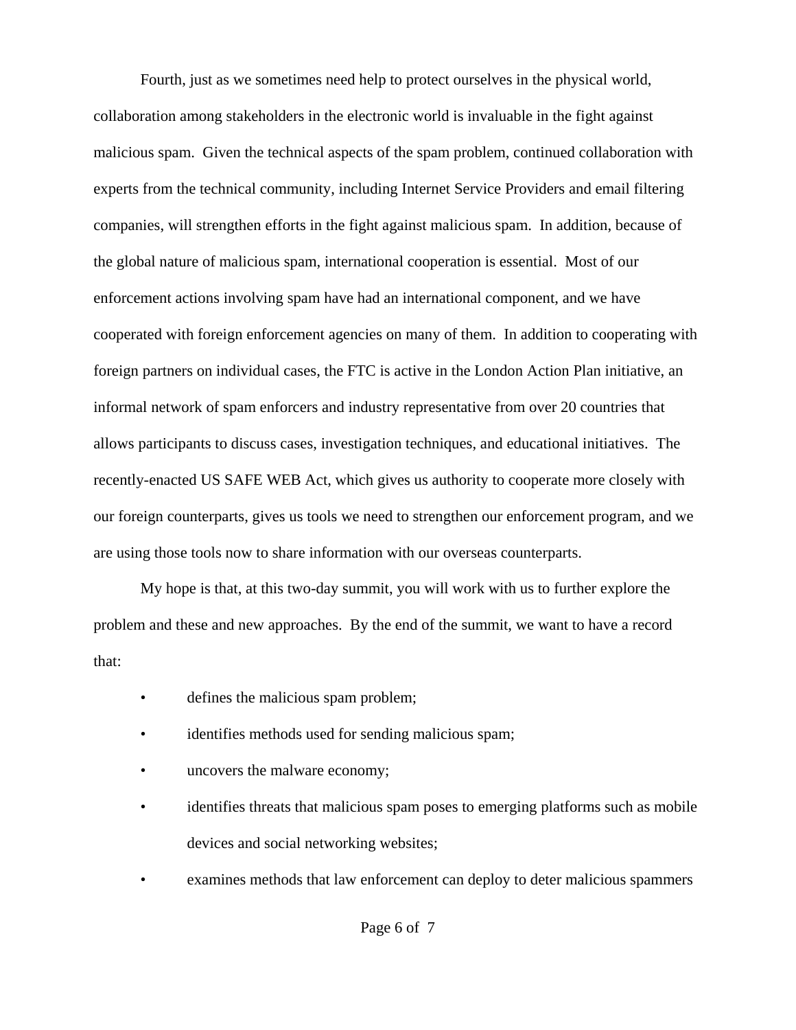Fourth, just as we sometimes need help to protect ourselves in the physical world, collaboration among stakeholders in the electronic world is invaluable in the fight against malicious spam. Given the technical aspects of the spam problem, continued collaboration with experts from the technical community, including Internet Service Providers and email filtering companies, will strengthen efforts in the fight against malicious spam. In addition, because of the global nature of malicious spam, international cooperation is essential. Most of our enforcement actions involving spam have had an international component, and we have cooperated with foreign enforcement agencies on many of them. In addition to cooperating with foreign partners on individual cases, the FTC is active in the London Action Plan initiative, an informal network of spam enforcers and industry representative from over 20 countries that allows participants to discuss cases, investigation techniques, and educational initiatives. The recently-enacted US SAFE WEB Act, which gives us authority to cooperate more closely with our foreign counterparts, gives us tools we need to strengthen our enforcement program, and we are using those tools now to share information with our overseas counterparts.

My hope is that, at this two-day summit, you will work with us to further explore the problem and these and new approaches. By the end of the summit, we want to have a record that:

- defines the malicious spam problem;
- identifies methods used for sending malicious spam;
- uncovers the malware economy;
- identifies threats that malicious spam poses to emerging platforms such as mobile devices and social networking websites;
- examines methods that law enforcement can deploy to deter malicious spammers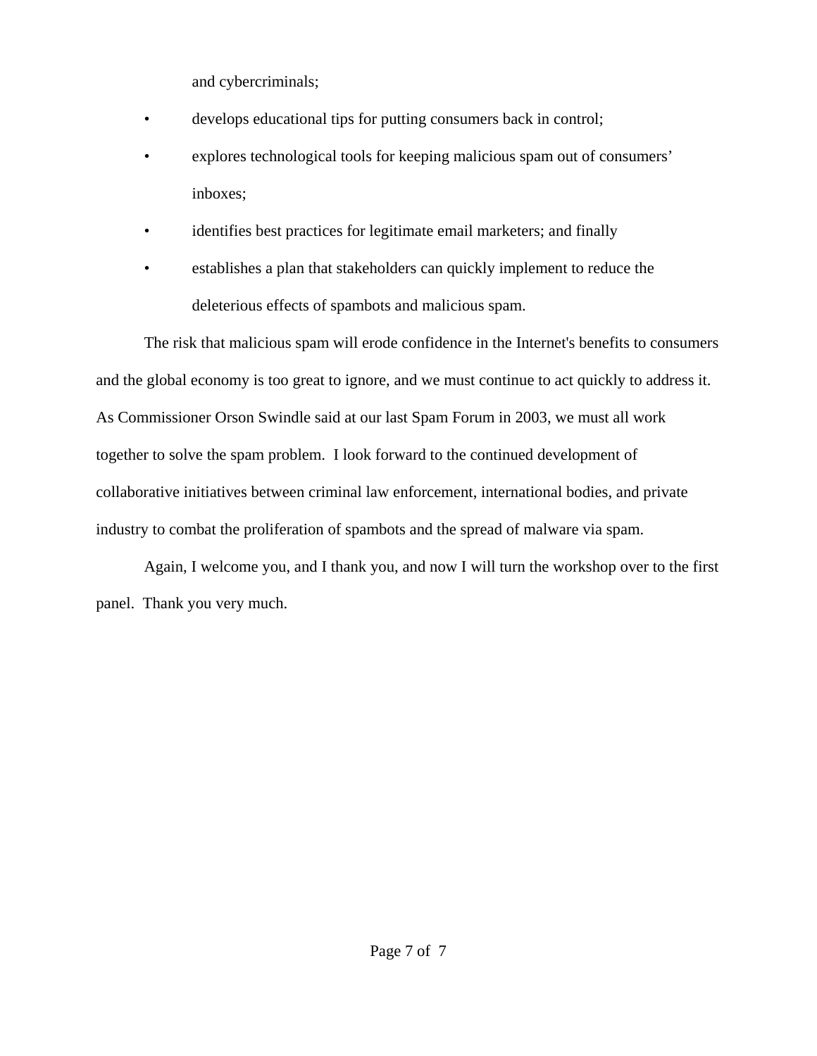and cybercriminals;

- develops educational tips for putting consumers back in control;
- explores technological tools for keeping malicious spam out of consumers' inboxes;
- identifies best practices for legitimate email marketers; and finally
- establishes a plan that stakeholders can quickly implement to reduce the deleterious effects of spambots and malicious spam.

The risk that malicious spam will erode confidence in the Internet's benefits to consumers and the global economy is too great to ignore, and we must continue to act quickly to address it. As Commissioner Orson Swindle said at our last Spam Forum in 2003, we must all work together to solve the spam problem. I look forward to the continued development of collaborative initiatives between criminal law enforcement, international bodies, and private industry to combat the proliferation of spambots and the spread of malware via spam.

Again, I welcome you, and I thank you, and now I will turn the workshop over to the first panel. Thank you very much.